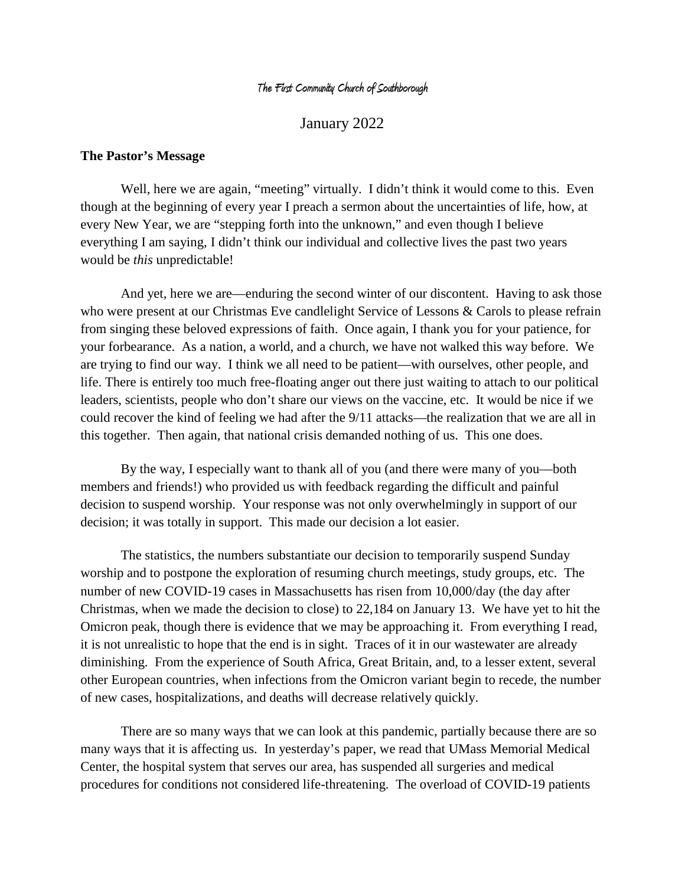The First Community Church of Southborough

January 2022

**The Pastor's Message**

Well, here we are again, "meeting" virtually. I didn't think it would come to this. Even though at the beginning of every year I preach a sermon about the uncertainties of life, how, at every New Year, we are "stepping forth into the unknown," and even though I believe everything I am saying, I didn't think our individual and collective lives the past two years would be *this* unpredictable!

And yet, here we are—enduring the second winter of our discontent. Having to ask those who were present at our Christmas Eve candlelight Service of Lessons & Carols to please refrain from singing these beloved expressions of faith. Once again, I thank you for your patience, for your forbearance. As a nation, a world, and a church, we have not walked this way before. We are trying to find our way. I think we all need to be patient—with ourselves, other people, and life. There is entirely too much free-floating anger out there just waiting to attach to our political leaders, scientists, people who don't share our views on the vaccine, etc. It would be nice if we could recover the kind of feeling we had after the 9/11 attacks—the realization that we are all in this together. Then again, that national crisis demanded nothing of us. This one does.

By the way, I especially want to thank all of you (and there were many of you—both members and friends!) who provided us with feedback regarding the difficult and painful decision to suspend worship. Your response was not only overwhelmingly in support of our decision; it was totally in support. This made our decision a lot easier.

The statistics, the numbers substantiate our decision to temporarily suspend Sunday worship and to postpone the exploration of resuming church meetings, study groups, etc. The number of new COVID-19 cases in Massachusetts has risen from 10,000/day (the day after Christmas, when we made the decision to close) to 22,184 on January 13. We have yet to hit the Omicron peak, though there is evidence that we may be approaching it. From everything I read, it is not unrealistic to hope that the end is in sight. Traces of it in our wastewater are already diminishing. From the experience of South Africa, Great Britain, and, to a lesser extent, several other European countries, when infections from the Omicron variant begin to recede, the number of new cases, hospitalizations, and deaths will decrease relatively quickly.

There are so many ways that we can look at this pandemic, partially because there are so many ways that it is affecting us. In yesterday's paper, we read that UMass Memorial Medical Center, the hospital system that serves our area, has suspended all surgeries and medical procedures for conditions not considered life-threatening. The overload of COVID-19 patients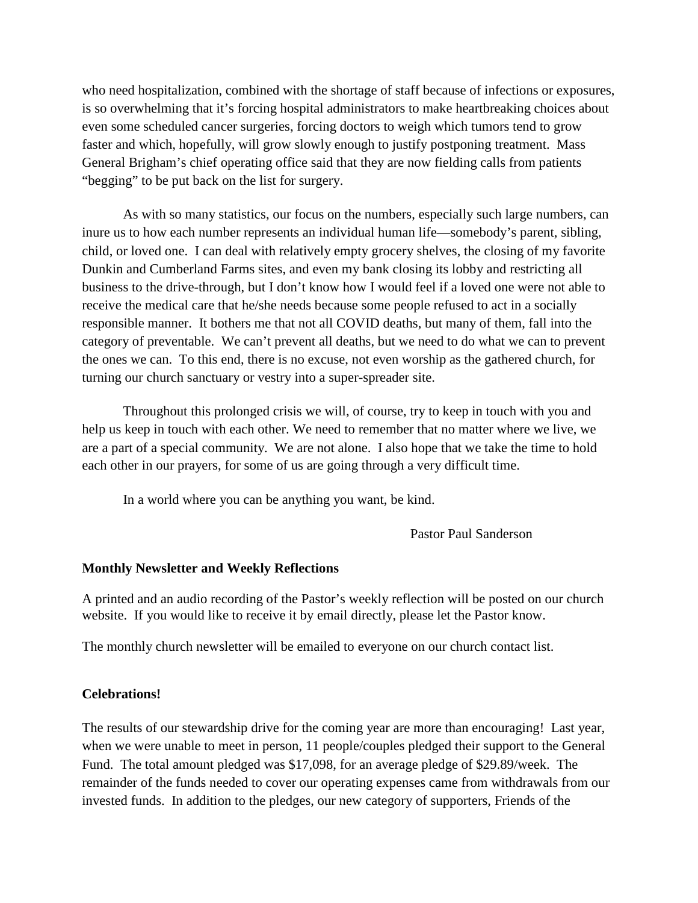who need hospitalization, combined with the shortage of staff because of infections or exposures, is so overwhelming that it's forcing hospital administrators to make heartbreaking choices about even some scheduled cancer surgeries, forcing doctors to weigh which tumors tend to grow faster and which, hopefully, will grow slowly enough to justify postponing treatment. Mass General Brigham's chief operating office said that they are now fielding calls from patients "begging" to be put back on the list for surgery.

As with so many statistics, our focus on the numbers, especially such large numbers, can inure us to how each number represents an individual human life—somebody's parent, sibling, child, or loved one. I can deal with relatively empty grocery shelves, the closing of my favorite Dunkin and Cumberland Farms sites, and even my bank closing its lobby and restricting all business to the drive-through, but I don't know how I would feel if a loved one were not able to receive the medical care that he/she needs because some people refused to act in a socially responsible manner. It bothers me that not all COVID deaths, but many of them, fall into the category of preventable. We can't prevent all deaths, but we need to do what we can to prevent the ones we can. To this end, there is no excuse, not even worship as the gathered church, for turning our church sanctuary or vestry into a super-spreader site.

Throughout this prolonged crisis we will, of course, try to keep in touch with you and help us keep in touch with each other. We need to remember that no matter where we live, we are a part of a special community. We are not alone. I also hope that we take the time to hold each other in our prayers, for some of us are going through a very difficult time.

In a world where you can be anything you want, be kind.

Pastor Paul Sanderson

**Monthly Newsletter and Weekly Reflections**

A printed and an audio recording of the Pastor's weekly reflection will be posted on our church website. If you would like to receive it by email directly, please let the Pastor know.

The monthly church newsletter will be emailed to everyone on our church contact list.

**Celebrations!**

The results of our stewardship drive for the coming year are more than encouraging! Last year, when we were unable to meet in person, 11 people/couples pledged their support to the General Fund. The total amount pledged was $17,098, for an average pledge of $29.89/week. The remainder of the funds needed to cover our operating expenses came from withdrawals from our invested funds. In addition to the pledges, our new category of supporters, Friends of the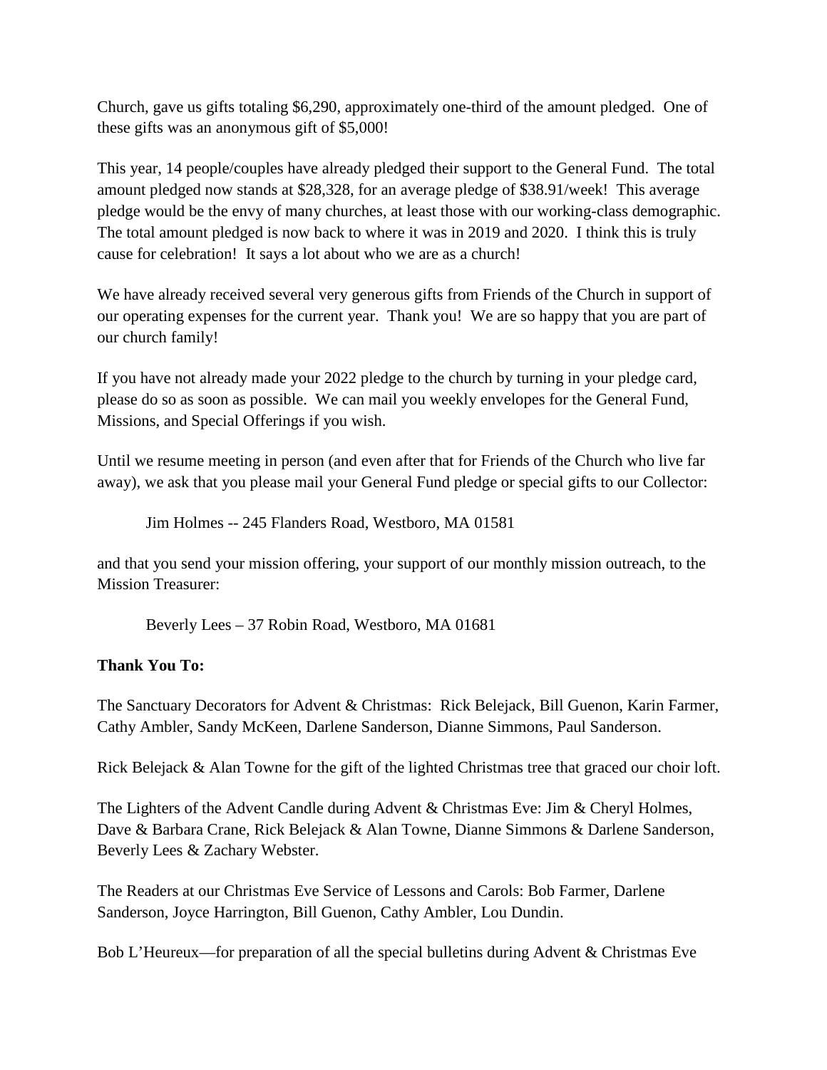Church, gave us gifts totaling $6,290, approximately one-third of the amount pledged. One of these gifts was an anonymous gift of $5,000!

This year, 14 people/couples have already pledged their support to the General Fund. The total amount pledged now stands at $28,328, for an average pledge of $38.91/week! This average pledge would be the envy of many churches, at least those with our working-class demographic. The total amount pledged is now back to where it was in 2019 and 2020. I think this is truly cause for celebration! It says a lot about who we are as a church!

We have already received several very generous gifts from Friends of the Church in support of our operating expenses for the current year. Thank you! We are so happy that you are part of our church family!

If you have not already made your 2022 pledge to the church by turning in your pledge card, please do so as soon as possible. We can mail you weekly envelopes for the General Fund, Missions, and Special Offerings if you wish.

Until we resume meeting in person (and even after that for Friends of the Church who live far away), we ask that you please mail your General Fund pledge or special gifts to our Collector:

> Jim Holmes -- 245 Flanders Road, Westboro, MA 01581

and that you send your mission offering, your support of our monthly mission outreach, to the Mission Treasurer:

> Beverly Lees – 37 Robin Road, Westboro, MA 01681

**Thank You To:**

The Sanctuary Decorators for Advent & Christmas: Rick Belejack, Bill Guenon, Karin Farmer, Cathy Ambler, Sandy McKeen, Darlene Sanderson, Dianne Simmons, Paul Sanderson.

Rick Belejack & Alan Towne for the gift of the lighted Christmas tree that graced our choir loft.

The Lighters of the Advent Candle during Advent & Christmas Eve: Jim & Cheryl Holmes, Dave & Barbara Crane, Rick Belejack & Alan Towne, Dianne Simmons & Darlene Sanderson, Beverly Lees & Zachary Webster.

The Readers at our Christmas Eve Service of Lessons and Carols: Bob Farmer, Darlene Sanderson, Joyce Harrington, Bill Guenon, Cathy Ambler, Lou Dundin.

Bob L'Heureux—for preparation of all the special bulletins during Advent & Christmas Eve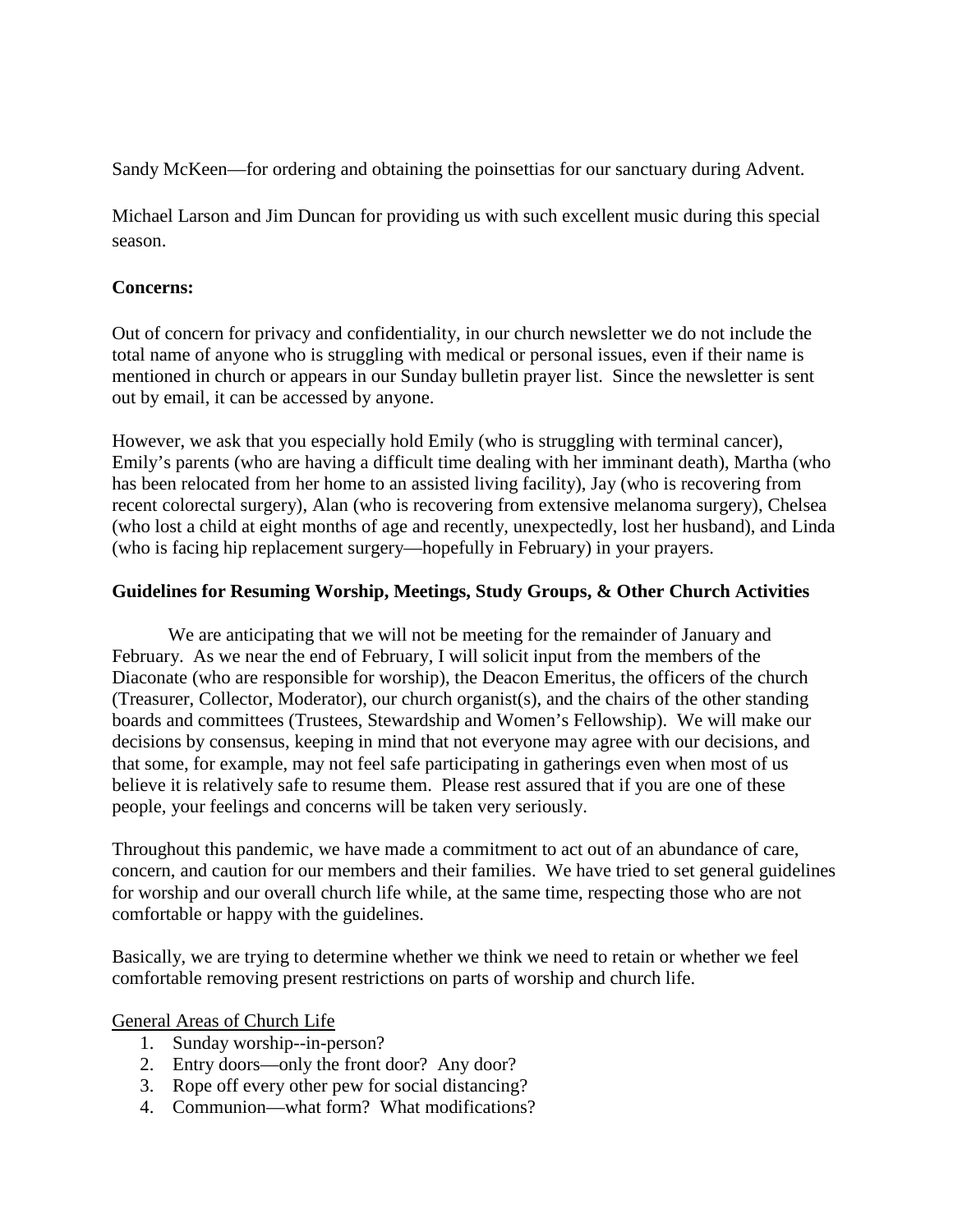Sandy McKeen—for ordering and obtaining the poinsettias for our sanctuary during Advent.

Michael Larson and Jim Duncan for providing us with such excellent music during this special season.

**Concerns:**

Out of concern for privacy and confidentiality, in our church newsletter we do not include the total name of anyone who is struggling with medical or personal issues, even if their name is mentioned in church or appears in our Sunday bulletin prayer list. Since the newsletter is sent out by email, it can be accessed by anyone.

However, we ask that you especially hold Emily (who is struggling with terminal cancer), Emily's parents (who are having a difficult time dealing with her imminant death), Martha (who has been relocated from her home to an assisted living facility), Jay (who is recovering from recent colorectal surgery), Alan (who is recovering from extensive melanoma surgery), Chelsea (who lost a child at eight months of age and recently, unexpectedly, lost her husband), and Linda (who is facing hip replacement surgery—hopefully in February) in your prayers.

**Guidelines for Resuming Worship, Meetings, Study Groups, & Other Church Activities**

We are anticipating that we will not be meeting for the remainder of January and February. As we near the end of February, I will solicit input from the members of the Diaconate (who are responsible for worship), the Deacon Emeritus, the officers of the church (Treasurer, Collector, Moderator), our church organist(s), and the chairs of the other standing boards and committees (Trustees, Stewardship and Women's Fellowship). We will make our decisions by consensus, keeping in mind that not everyone may agree with our decisions, and that some, for example, may not feel safe participating in gatherings even when most of us believe it is relatively safe to resume them. Please rest assured that if you are one of these people, your feelings and concerns will be taken very seriously.

Throughout this pandemic, we have made a commitment to act out of an abundance of care, concern, and caution for our members and their families. We have tried to set general guidelines for worship and our overall church life while, at the same time, respecting those who are not comfortable or happy with the guidelines.

Basically, we are trying to determine whether we think we need to retain or whether we feel comfortable removing present restrictions on parts of worship and church life.

<u>General Areas of Church Life</u>

1. Sunday worship--in-person?
2. Entry doors—only the front door? Any door?
3. Rope off every other pew for social distancing?
4. Communion—what form? What modifications?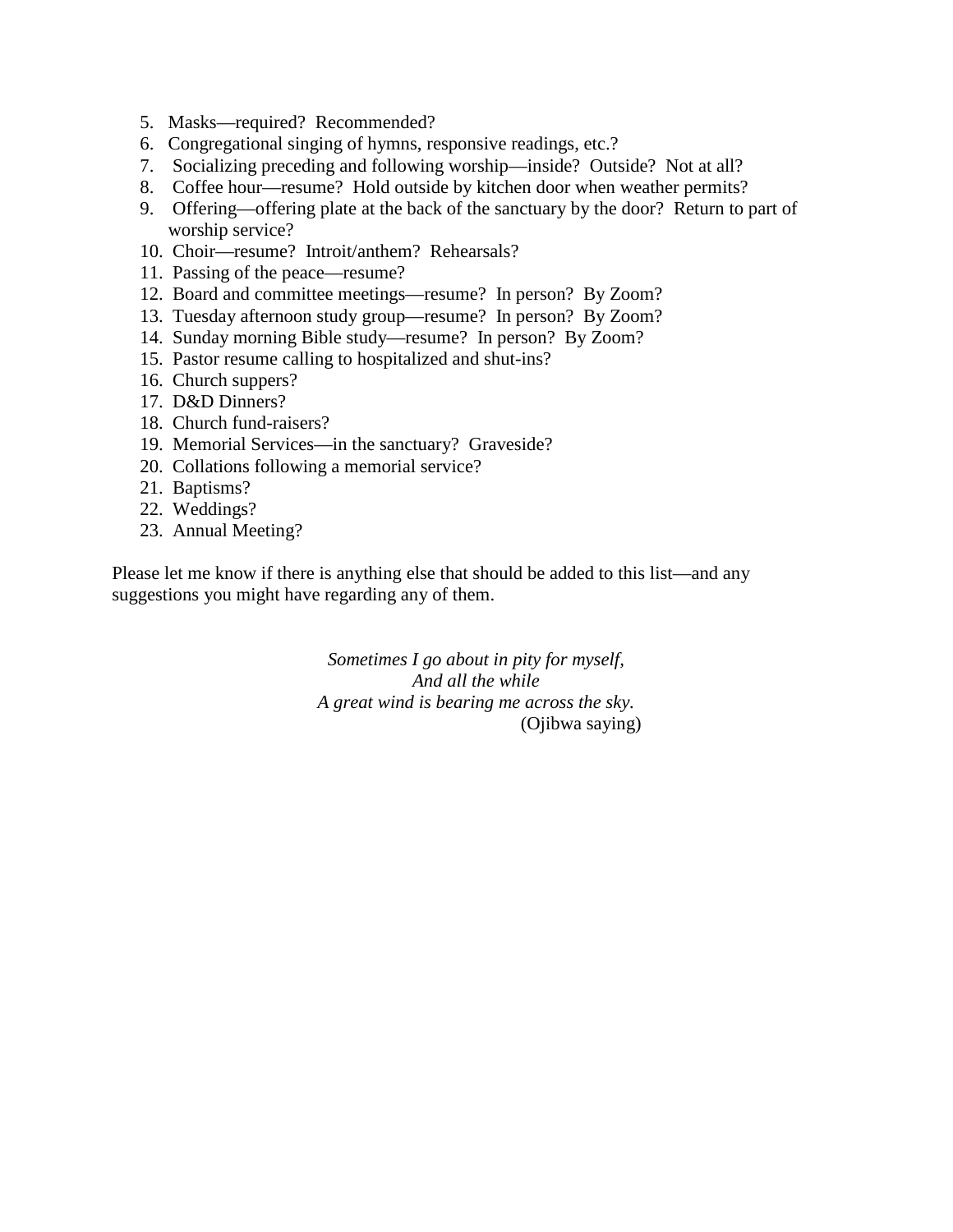5. Masks—required? Recommended?
6. Congregational singing of hymns, responsive readings, etc.?
7. Socializing preceding and following worship—inside? Outside? Not at all?
8. Coffee hour—resume? Hold outside by kitchen door when weather permits?
9. Offering—offering plate at the back of the sanctuary by the door? Return to part of worship service?
10. Choir—resume? Introit/anthem? Rehearsals?
11. Passing of the peace—resume?
12. Board and committee meetings—resume? In person? By Zoom?
13. Tuesday afternoon study group—resume? In person? By Zoom?
14. Sunday morning Bible study—resume? In person? By Zoom?
15. Pastor resume calling to hospitalized and shut-ins?
16. Church suppers?
17. D&D Dinners?
18. Church fund-raisers?
19. Memorial Services—in the sanctuary? Graveside?
20. Collations following a memorial service?
21. Baptisms?
22. Weddings?
23. Annual Meeting?

Please let me know if there is anything else that should be added to this list—and any suggestions you might have regarding any of them.

*Sometimes I go about in pity for myself,*
*And all the while*
*A great wind is bearing me across the sky.*
(Ojibwa saying)